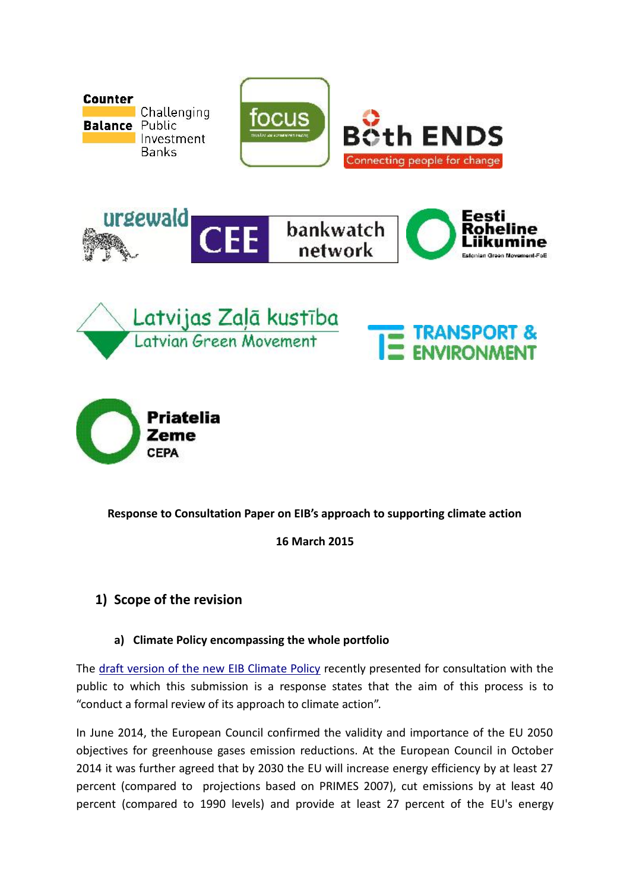**Response to Consultation Paper on EIB's approach to supporting climate action**

**16 March 2015**

## 1) Scope of the revision

### a) Climate Policy encompassing the whole portfolio

The draft version of the new EIB Climate Policy recently presented for consultation with the public to which this submission is a response states that the aim of this process is to "conduct a formal review of its approach to climate action".

In June 2014, the European Council confirmed the validity and importance of the EU 2050 objectives for greenhouse gases emission reductions. At the European Council in October 2014 it was further agreed that by 2030 the EU will increase energy efficiency by at least 27 percent (compared to projections based on PRIMES 2007), cut emissions by at least 40 percent (compared to 1990 levels) and provide at least 27 percent of the EU's energy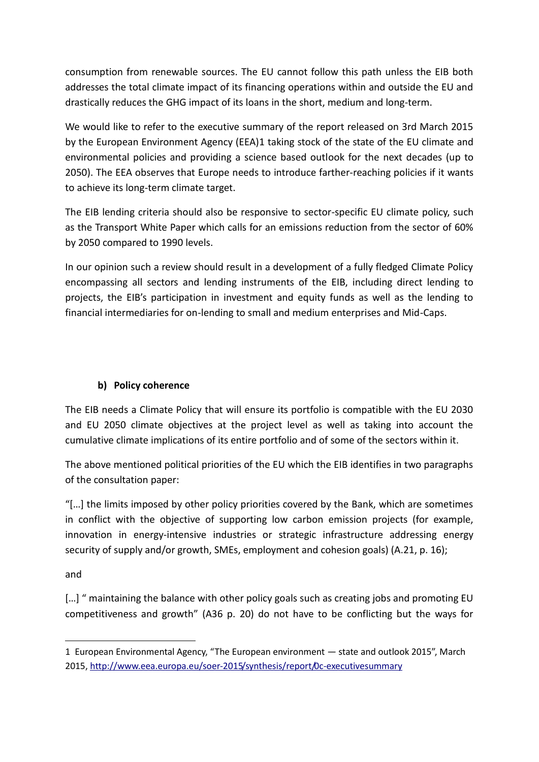consumption from renewable sources. The EU cannot follow this path unless the EIB both addresses the total climate impact of its financing operations within and outside the EU and drastically reduces the GHG impact of its loans in the short, medium and long-term.

We would like to refer to the executive summary of the report released on 3rd March 2015 by the European Environment Agency (EEA)[1] taking stock of the state of the EU climate and environmental policies and providing a science based outlook for the next decades (up to 2050). The EEA observes that Europe needs to introduce farther-reaching policies if it wants to achieve its long-term climate target.

The EIB lending criteria should also be responsive to sector-specific EU climate policy, such as the Transport White Paper which calls for an emissions reduction from the sector of 60% by 2050 compared to 1990 levels.

In our opinion such a review should result in a development of a fully fledged Climate Policy encompassing all sectors and lending instruments of the EIB, including direct lending to projects, the EIB's participation in investment and equity funds as well as the lending to financial intermediaries for on-lending to small and medium enterprises and Mid-Caps.

### b) Policy coherence

The EIB needs a Climate Policy that will ensure its portfolio is compatible with the EU 2030 and EU 2050 climate objectives at the project level as well as taking into account the cumulative climate implications of its entire portfolio and of some of the sectors within it.

The above mentioned political priorities of the EU which the EIB identifies in two paragraphs of the consultation paper:

"[…] the limits imposed by other policy priorities covered by the Bank, which are sometimes in conflict with the objective of supporting low carbon emission projects (for example, innovation in energy-intensive industries or strategic infrastructure addressing energy security of supply and/or growth, SMEs, employment and cohesion goals) (A.21, p. 16);

and

[…] " maintaining the balance with other policy goals such as creating jobs and promoting EU competitiveness and growth" (A36 p. 20) do not have to be conflicting but the ways for

---

1 European Environmental Agency, "The European environment — state and outlook 2015", March 2015, http://www.eea.europa.eu/soer-2015/synthesis/report/0c-executivesummary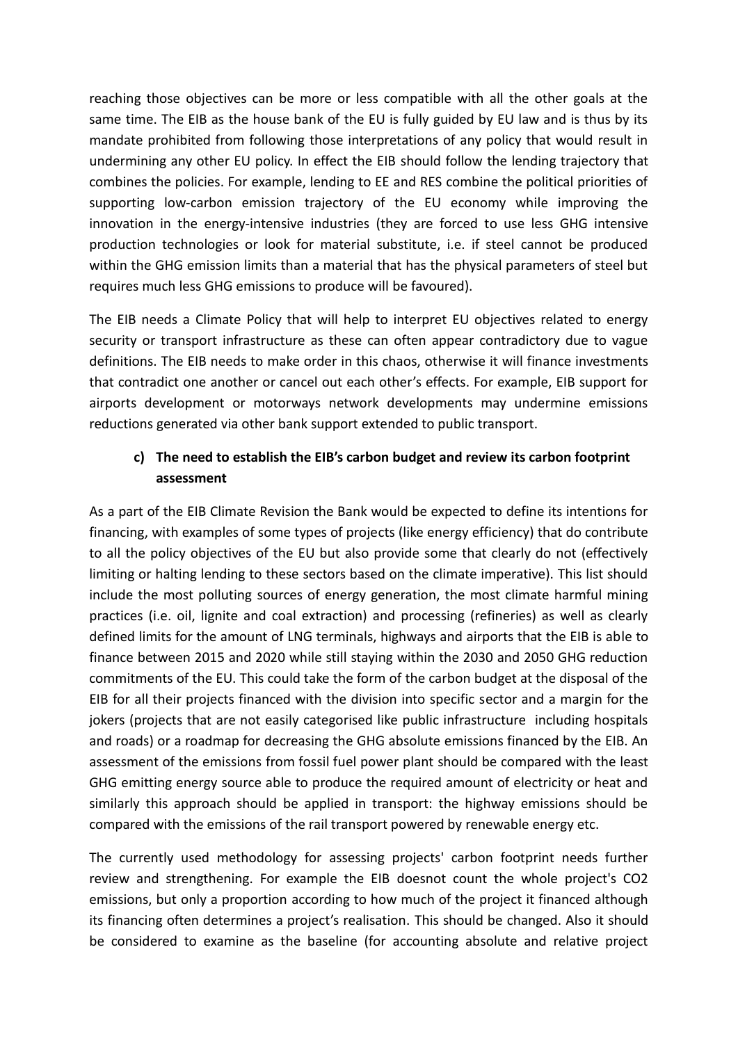reaching those objectives can be more or less compatible with all the other goals at the same time. The EIB as the house bank of the EU is fully guided by EU law and is thus by its mandate prohibited from following those interpretations of any policy that would result in undermining any other EU policy. In effect the EIB should follow the lending trajectory that combines the policies. For example, lending to EE and RES combine the political priorities of supporting low-carbon emission trajectory of the EU economy while improving the innovation in the energy-intensive industries (they are forced to use less GHG intensive production technologies or look for material substitute, i.e. if steel cannot be produced within the GHG emission limits than a material that has the physical parameters of steel but requires much less GHG emissions to produce will be favoured).

The EIB needs a Climate Policy that will help to interpret EU objectives related to energy security or transport infrastructure as these can often appear contradictory due to vague definitions. The EIB needs to make order in this chaos, otherwise it will finance investments that contradict one another or cancel out each other's effects. For example, EIB support for airports development or motorways network developments may undermine emissions reductions generated via other bank support extended to public transport.

### c) The need to establish the EIB's carbon budget and review its carbon footprint assessment

As a part of the EIB Climate Revision the Bank would be expected to define its intentions for financing, with examples of some types of projects (like energy efficiency) that do contribute to all the policy objectives of the EU but also provide some that clearly do not (effectively limiting or halting lending to these sectors based on the climate imperative). This list should include the most polluting sources of energy generation, the most climate harmful mining practices (i.e. oil, lignite and coal extraction) and processing (refineries) as well as clearly defined limits for the amount of LNG terminals, highways and airports that the EIB is able to finance between 2015 and 2020 while still staying within the 2030 and 2050 GHG reduction commitments of the EU. This could take the form of the carbon budget at the disposal of the EIB for all their projects financed with the division into specific sector and a margin for the jokers (projects that are not easily categorised like public infrastructure including hospitals and roads) or a roadmap for decreasing the GHG absolute emissions financed by the EIB. An assessment of the emissions from fossil fuel power plant should be compared with the least GHG emitting energy source able to produce the required amount of electricity or heat and similarly this approach should be applied in transport: the highway emissions should be compared with the emissions of the rail transport powered by renewable energy etc.

The currently used methodology for assessing projects' carbon footprint needs further review and strengthening. For example the EIB doesnot count the whole project's $CO_2$ emissions, but only a proportion according to how much of the project it financed although its financing often determines a project's realisation. This should be changed. Also it should be considered to examine as the baseline (for accounting absolute and relative project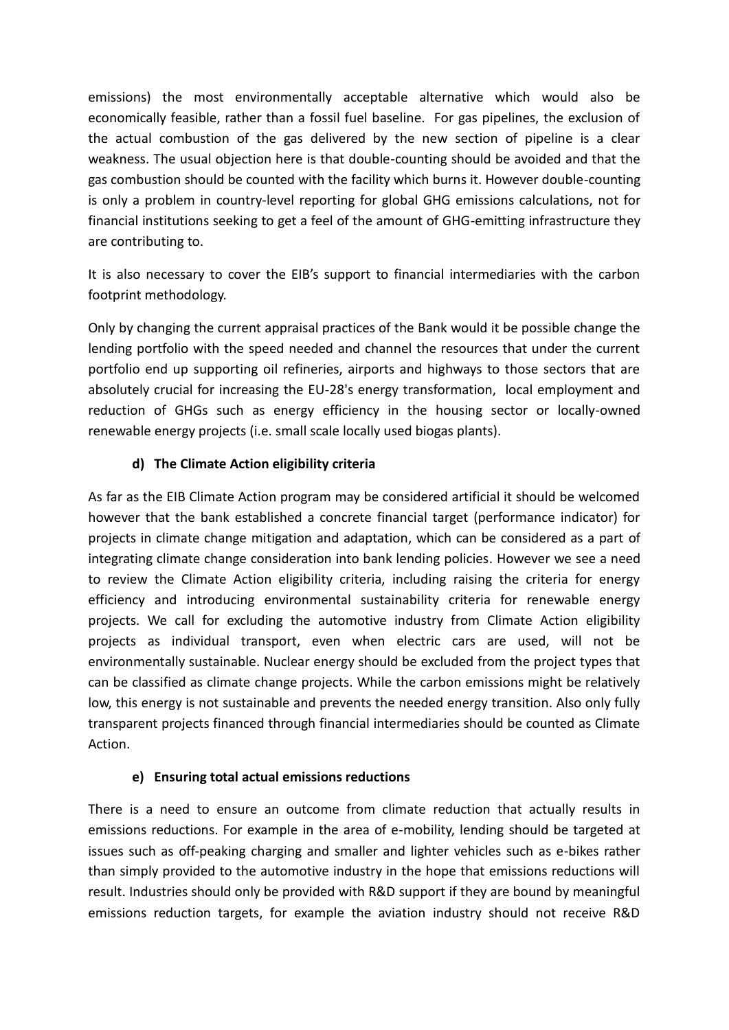emissions) the most environmentally acceptable alternative which would also be economically feasible, rather than a fossil fuel baseline. For gas pipelines, the exclusion of the actual combustion of the gas delivered by the new section of pipeline is a clear weakness. The usual objection here is that double-counting should be avoided and that the gas combustion should be counted with the facility which burns it. However double-counting is only a problem in country-level reporting for global GHG emissions calculations, not for financial institutions seeking to get a feel of the amount of GHG-emitting infrastructure they are contributing to.

It is also necessary to cover the EIB's support to financial intermediaries with the carbon footprint methodology.

Only by changing the current appraisal practices of the Bank would it be possible change the lending portfolio with the speed needed and channel the resources that under the current portfolio end up supporting oil refineries, airports and highways to those sectors that are absolutely crucial for increasing the EU-28's energy transformation, local employment and reduction of GHGs such as energy efficiency in the housing sector or locally-owned renewable energy projects (i.e. small scale locally used biogas plants).

### d) The Climate Action eligibility criteria

As far as the EIB Climate Action program may be considered artificial it should be welcomed however that the bank established a concrete financial target (performance indicator) for projects in climate change mitigation and adaptation, which can be considered as a part of integrating climate change consideration into bank lending policies. However we see a need to review the Climate Action eligibility criteria, including raising the criteria for energy efficiency and introducing environmental sustainability criteria for renewable energy projects. We call for excluding the automotive industry from Climate Action eligibility projects as individual transport, even when electric cars are used, will not be environmentally sustainable. Nuclear energy should be excluded from the project types that can be classified as climate change projects. While the carbon emissions might be relatively low, this energy is not sustainable and prevents the needed energy transition. Also only fully transparent projects financed through financial intermediaries should be counted as Climate Action.

### e) Ensuring total actual emissions reductions

There is a need to ensure an outcome from climate reduction that actually results in emissions reductions. For example in the area of e-mobility, lending should be targeted at issues such as off-peaking charging and smaller and lighter vehicles such as e-bikes rather than simply provided to the automotive industry in the hope that emissions reductions will result. Industries should only be provided with R&D support if they are bound by meaningful emissions reduction targets, for example the aviation industry should not receive R&D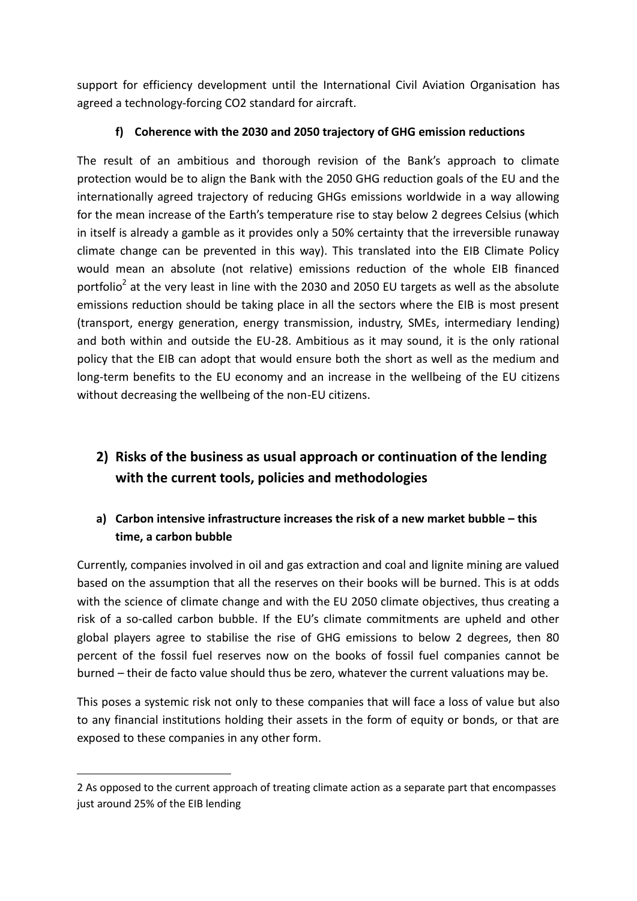support for efficiency development until the International Civil Aviation Organisation has agreed a technology-forcing $CO_2$ standard for aircraft.

#### f) Coherence with the 2030 and 2050 trajectory of GHG emission reductions

The result of an ambitious and thorough revision of the Bank's approach to climate protection would be to align the Bank with the 2050 GHG reduction goals of the EU and the internationally agreed trajectory of reducing GHGs emissions worldwide in a way allowing for the mean increase of the Earth's temperature rise to stay below 2 degrees Celsius (which in itself is already a gamble as it provides only a 50% certainty that the irreversible runaway climate change can be prevented in this way). This translated into the EIB Climate Policy would mean an absolute (not relative) emissions reduction of the whole EIB financed portfolio[2] at the very least in line with the 2030 and 2050 EU targets as well as the absolute emissions reduction should be taking place in all the sectors where the EIB is most present (transport, energy generation, energy transmission, industry, SMEs, intermediary lending) and both within and outside the EU-28. Ambitious as it may sound, it is the only rational policy that the EIB can adopt that would ensure both the short as well as the medium and long-term benefits to the EU economy and an increase in the wellbeing of the EU citizens without decreasing the wellbeing of the non-EU citizens.

## 2) Risks of the business as usual approach or continuation of the lending with the current tools, policies and methodologies

### a) Carbon intensive infrastructure increases the risk of a new market bubble – this time, a carbon bubble

Currently, companies involved in oil and gas extraction and coal and lignite mining are valued based on the assumption that all the reserves on their books will be burned. This is at odds with the science of climate change and with the EU 2050 climate objectives, thus creating a risk of a so-called carbon bubble. If the EU's climate commitments are upheld and other global players agree to stabilise the rise of GHG emissions to below 2 degrees, then 80 percent of the fossil fuel reserves now on the books of fossil fuel companies cannot be burned – their de facto value should thus be zero, whatever the current valuations may be.

This poses a systemic risk not only to these companies that will face a loss of value but also to any financial institutions holding their assets in the form of equity or bonds, or that are exposed to these companies in any other form.

---

2 As opposed to the current approach of treating climate action as a separate part that encompasses just around 25% of the EIB lending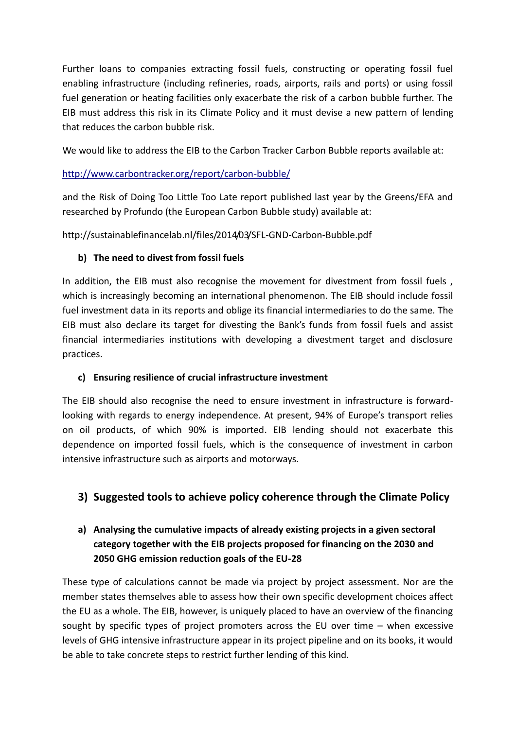Further loans to companies extracting fossil fuels, constructing or operating fossil fuel enabling infrastructure (including refineries, roads, airports, rails and ports) or using fossil fuel generation or heating facilities only exacerbate the risk of a carbon bubble further. The EIB must address this risk in its Climate Policy and it must devise a new pattern of lending that reduces the carbon bubble risk.

We would like to address the EIB to the Carbon Tracker Carbon Bubble reports available at:

http://www.carbontracker.org/report/carbon-bubble/

and the Risk of Doing Too Little Too Late report published last year by the Greens/EFA and researched by Profundo (the European Carbon Bubble study) available at:

http://sustainablefinancelab.nl/files/2014/03/SFL-GND-Carbon-Bubble.pdf

**b) The need to divest from fossil fuels**

In addition, the EIB must also recognise the movement for divestment from fossil fuels , which is increasingly becoming an international phenomenon. The EIB should include fossil fuel investment data in its reports and oblige its financial intermediaries to do the same. The EIB must also declare its target for divesting the Bank's funds from fossil fuels and assist financial intermediaries institutions with developing a divestment target and disclosure practices.

**c) Ensuring resilience of crucial infrastructure investment**

The EIB should also recognise the need to ensure investment in infrastructure is forward-looking with regards to energy independence. At present, 94% of Europe's transport relies on oil products, of which 90% is imported. EIB lending should not exacerbate this dependence on imported fossil fuels, which is the consequence of investment in carbon intensive infrastructure such as airports and motorways.

## 3) Suggested tools to achieve policy coherence through the Climate Policy

### a) Analysing the cumulative impacts of already existing projects in a given sectoral category together with the EIB projects proposed for financing on the 2030 and 2050 GHG emission reduction goals of the EU-28

These type of calculations cannot be made via project by project assessment. Nor are the member states themselves able to assess how their own specific development choices affect the EU as a whole. The EIB, however, is uniquely placed to have an overview of the financing sought by specific types of project promoters across the EU over time – when excessive levels of GHG intensive infrastructure appear in its project pipeline and on its books, it would be able to take concrete steps to restrict further lending of this kind.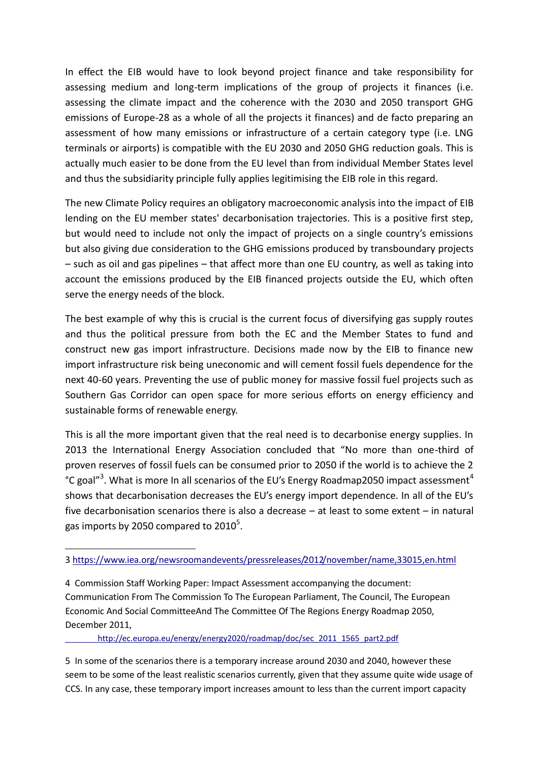In effect the EIB would have to look beyond project finance and take responsibility for assessing medium and long-term implications of the group of projects it finances (i.e. assessing the climate impact and the coherence with the 2030 and 2050 transport GHG emissions of Europe-28 as a whole of all the projects it finances) and de facto preparing an assessment of how many emissions or infrastructure of a certain category type (i.e. LNG terminals or airports) is compatible with the EU 2030 and 2050 GHG reduction goals. This is actually much easier to be done from the EU level than from individual Member States level and thus the subsidiarity principle fully applies legitimising the EIB role in this regard.

The new Climate Policy requires an obligatory macroeconomic analysis into the impact of EIB lending on the EU member states' decarbonisation trajectories. This is a positive first step, but would need to include not only the impact of projects on a single country's emissions but also giving due consideration to the GHG emissions produced by transboundary projects – such as oil and gas pipelines – that affect more than one EU country, as well as taking into account the emissions produced by the EIB financed projects outside the EU, which often serve the energy needs of the block.

The best example of why this is crucial is the current focus of diversifying gas supply routes and thus the political pressure from both the EC and the Member States to fund and construct new gas import infrastructure. Decisions made now by the EIB to finance new import infrastructure risk being uneconomic and will cement fossil fuels dependence for the next 40-60 years. Preventing the use of public money for massive fossil fuel projects such as Southern Gas Corridor can open space for more serious efforts on energy efficiency and sustainable forms of renewable energy.

This is all the more important given that the real need is to decarbonise energy supplies. In 2013 the International Energy Association concluded that "No more than one-third of proven reserves of fossil fuels can be consumed prior to 2050 if the world is to achieve the 2 °C goal"[3]. What is more In all scenarios of the EU's Energy Roadmap2050 impact assessment[4] shows that decarbonisation decreases the EU's energy import dependence. In all of the EU's five decarbonisation scenarios there is also a decrease – at least to some extent – in natural gas imports by 2050 compared to 2010[5].

---

3 https://www.iea.org/newsroomandevents/pressreleases/2012/november/name,33015,en.html

4 Commission Staff Working Paper: Impact Assessment accompanying the document: Communication From The Commission To The European Parliament, The Council, The European Economic And Social CommitteeAnd The Committee Of The Regions Energy Roadmap 2050, December 2011, http://ec.europa.eu/energy/energy2020/roadmap/doc/sec_2011_1565_part2.pdf

5 In some of the scenarios there is a temporary increase around 2030 and 2040, however these seem to be some of the least realistic scenarios currently, given that they assume quite wide usage of CCS. In any case, these temporary import increases amount to less than the current import capacity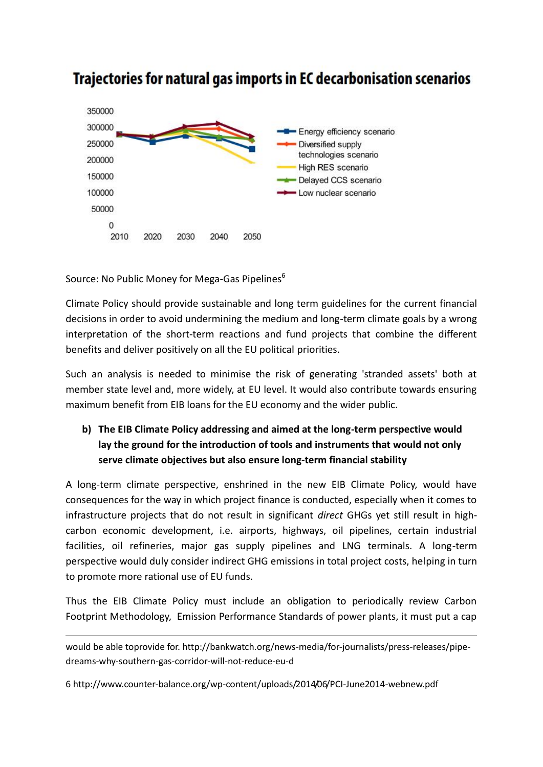## Trajectories for natural gas imports in EC decarbonisation scenarios

Source: No Public Money for Mega-Gas Pipelines[6]

Climate Policy should provide sustainable and long term guidelines for the current financial decisions in order to avoid undermining the medium and long-term climate goals by a wrong interpretation of the short-term reactions and fund projects that combine the different benefits and deliver positively on all the EU political priorities.

Such an analysis is needed to minimise the risk of generating 'stranded assets' both at member state level and, more widely, at EU level. It would also contribute towards ensuring maximum benefit from EIB loans for the EU economy and the wider public.

**b) The EIB Climate Policy addressing and aimed at the long-term perspective would lay the ground for the introduction of tools and instruments that would not only serve climate objectives but also ensure long-term financial stability**

A long-term climate perspective, enshrined in the new EIB Climate Policy, would have consequences for the way in which project finance is conducted, especially when it comes to infrastructure projects that do not result in significant *direct* GHGs yet still result in high-carbon economic development, i.e. airports, highways, oil pipelines, certain industrial facilities, oil refineries, major gas supply pipelines and LNG terminals. A long-term perspective would duly consider indirect GHG emissions in total project costs, helping in turn to promote more rational use of EU funds.

Thus the EIB Climate Policy must include an obligation to periodically review Carbon Footprint Methodology, Emission Performance Standards of power plants, it must put a cap

---

would be able toprovide for. http://bankwatch.org/news-media/for-journalists/press-releases/pipe-dreams-why-southern-gas-corridor-will-not-reduce-eu-d

6 http://www.counter-balance.org/wp-content/uploads/2014/06/PCI-June2014-webnew.pdf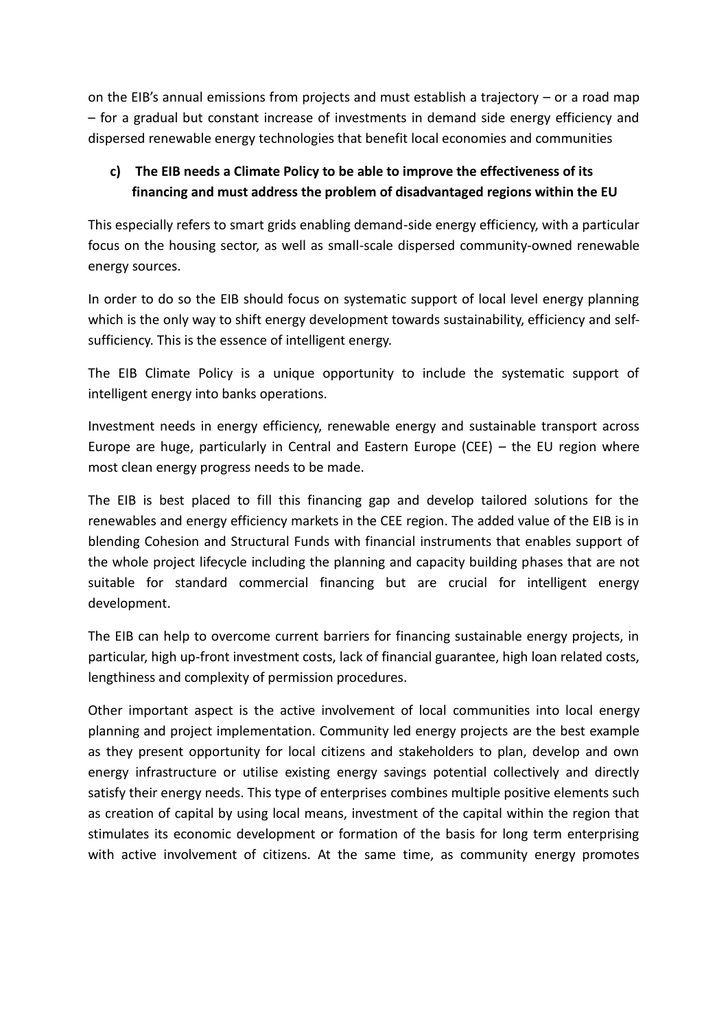on the EIB's annual emissions from projects and must establish a trajectory – or a road map – for a gradual but constant increase of investments in demand side energy efficiency and dispersed renewable energy technologies that benefit local economies and communities

### c) The EIB needs a Climate Policy to be able to improve the effectiveness of its financing and must address the problem of disadvantaged regions within the EU

This especially refers to smart grids enabling demand-side energy efficiency, with a particular focus on the housing sector, as well as small-scale dispersed community-owned renewable energy sources.

In order to do so the EIB should focus on systematic support of local level energy planning which is the only way to shift energy development towards sustainability, efficiency and self-sufficiency. This is the essence of intelligent energy.

The EIB Climate Policy is a unique opportunity to include the systematic support of intelligent energy into banks operations.

Investment needs in energy efficiency, renewable energy and sustainable transport across Europe are huge, particularly in Central and Eastern Europe (CEE) – the EU region where most clean energy progress needs to be made.

The EIB is best placed to fill this financing gap and develop tailored solutions for the renewables and energy efficiency markets in the CEE region. The added value of the EIB is in blending Cohesion and Structural Funds with financial instruments that enables support of the whole project lifecycle including the planning and capacity building phases that are not suitable for standard commercial financing but are crucial for intelligent energy development.

The EIB can help to overcome current barriers for financing sustainable energy projects, in particular, high up-front investment costs, lack of financial guarantee, high loan related costs, lengthiness and complexity of permission procedures.

Other important aspect is the active involvement of local communities into local energy planning and project implementation. Community led energy projects are the best example as they present opportunity for local citizens and stakeholders to plan, develop and own energy infrastructure or utilise existing energy savings potential collectively and directly satisfy their energy needs. This type of enterprises combines multiple positive elements such as creation of capital by using local means, investment of the capital within the region that stimulates its economic development or formation of the basis for long term enterprising with active involvement of citizens. At the same time, as community energy promotes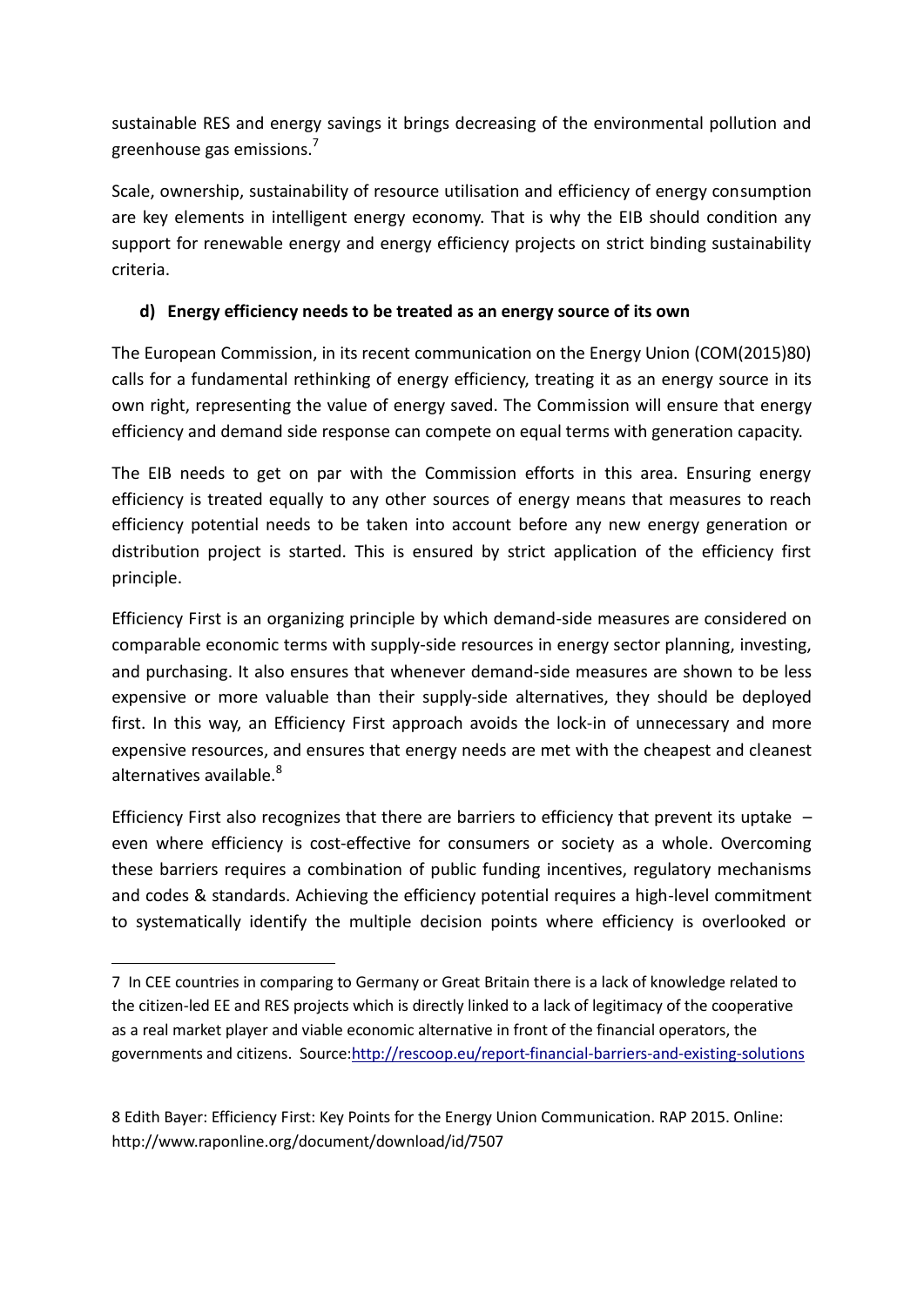sustainable RES and energy savings it brings decreasing of the environmental pollution and greenhouse gas emissions.[7]

Scale, ownership, sustainability of resource utilisation and efficiency of energy consumption are key elements in intelligent energy economy. That is why the EIB should condition any support for renewable energy and energy efficiency projects on strict binding sustainability criteria.

### d) Energy efficiency needs to be treated as an energy source of its own

The European Commission, in its recent communication on the Energy Union (COM(2015)80) calls for a fundamental rethinking of energy efficiency, treating it as an energy source in its own right, representing the value of energy saved. The Commission will ensure that energy efficiency and demand side response can compete on equal terms with generation capacity.

The EIB needs to get on par with the Commission efforts in this area. Ensuring energy efficiency is treated equally to any other sources of energy means that measures to reach efficiency potential needs to be taken into account before any new energy generation or distribution project is started. This is ensured by strict application of the efficiency first principle.

Efficiency First is an organizing principle by which demand-side measures are considered on comparable economic terms with supply-side resources in energy sector planning, investing, and purchasing. It also ensures that whenever demand-side measures are shown to be less expensive or more valuable than their supply-side alternatives, they should be deployed first. In this way, an Efficiency First approach avoids the lock-in of unnecessary and more expensive resources, and ensures that energy needs are met with the cheapest and cleanest alternatives available.[8]

Efficiency First also recognizes that there are barriers to efficiency that prevent its uptake – even where efficiency is cost-effective for consumers or society as a whole. Overcoming these barriers requires a combination of public funding incentives, regulatory mechanisms and codes & standards. Achieving the efficiency potential requires a high-level commitment to systematically identify the multiple decision points where efficiency is overlooked or

---

7 In CEE countries in comparing to Germany or Great Britain there is a lack of knowledge related to the citizen-led EE and RES projects which is directly linked to a lack of legitimacy of the cooperative as a real market player and viable economic alternative in front of the financial operators, the governments and citizens. Source:http://rescoop.eu/report-financial-barriers-and-existing-solutions

8 Edith Bayer: Efficiency First: Key Points for the Energy Union Communication. RAP 2015. Online: http://www.raponline.org/document/download/id/7507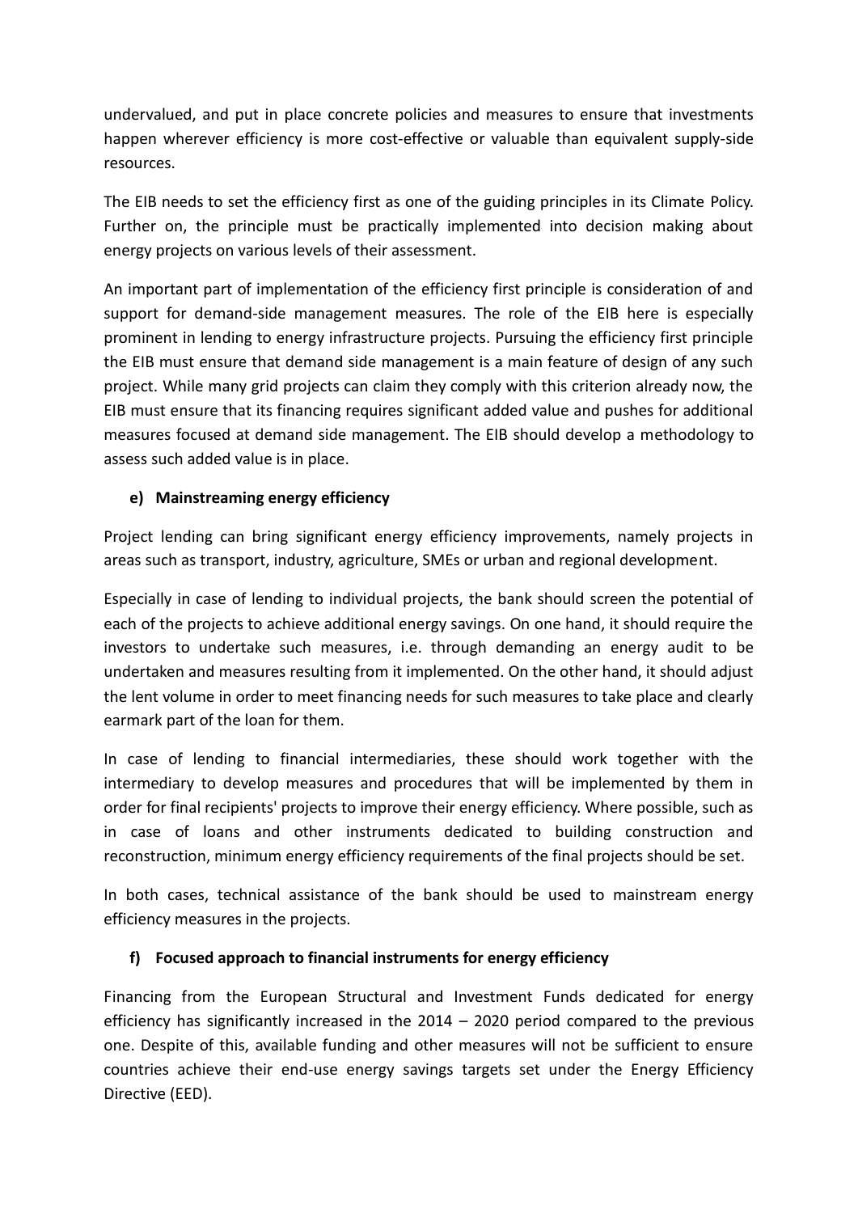undervalued, and put in place concrete policies and measures to ensure that investments happen wherever efficiency is more cost-effective or valuable than equivalent supply-side resources.

The EIB needs to set the efficiency first as one of the guiding principles in its Climate Policy. Further on, the principle must be practically implemented into decision making about energy projects on various levels of their assessment.

An important part of implementation of the efficiency first principle is consideration of and support for demand-side management measures. The role of the EIB here is especially prominent in lending to energy infrastructure projects. Pursuing the efficiency first principle the EIB must ensure that demand side management is a main feature of design of any such project. While many grid projects can claim they comply with this criterion already now, the EIB must ensure that its financing requires significant added value and pushes for additional measures focused at demand side management. The EIB should develop a methodology to assess such added value is in place.

#### e) Mainstreaming energy efficiency

Project lending can bring significant energy efficiency improvements, namely projects in areas such as transport, industry, agriculture, SMEs or urban and regional development.

Especially in case of lending to individual projects, the bank should screen the potential of each of the projects to achieve additional energy savings. On one hand, it should require the investors to undertake such measures, i.e. through demanding an energy audit to be undertaken and measures resulting from it implemented. On the other hand, it should adjust the lent volume in order to meet financing needs for such measures to take place and clearly earmark part of the loan for them.

In case of lending to financial intermediaries, these should work together with the intermediary to develop measures and procedures that will be implemented by them in order for final recipients' projects to improve their energy efficiency. Where possible, such as in case of loans and other instruments dedicated to building construction and reconstruction, minimum energy efficiency requirements of the final projects should be set.

In both cases, technical assistance of the bank should be used to mainstream energy efficiency measures in the projects.

#### f) Focused approach to financial instruments for energy efficiency

Financing from the European Structural and Investment Funds dedicated for energy efficiency has significantly increased in the 2014 – 2020 period compared to the previous one. Despite of this, available funding and other measures will not be sufficient to ensure countries achieve their end-use energy savings targets set under the Energy Efficiency Directive (EED).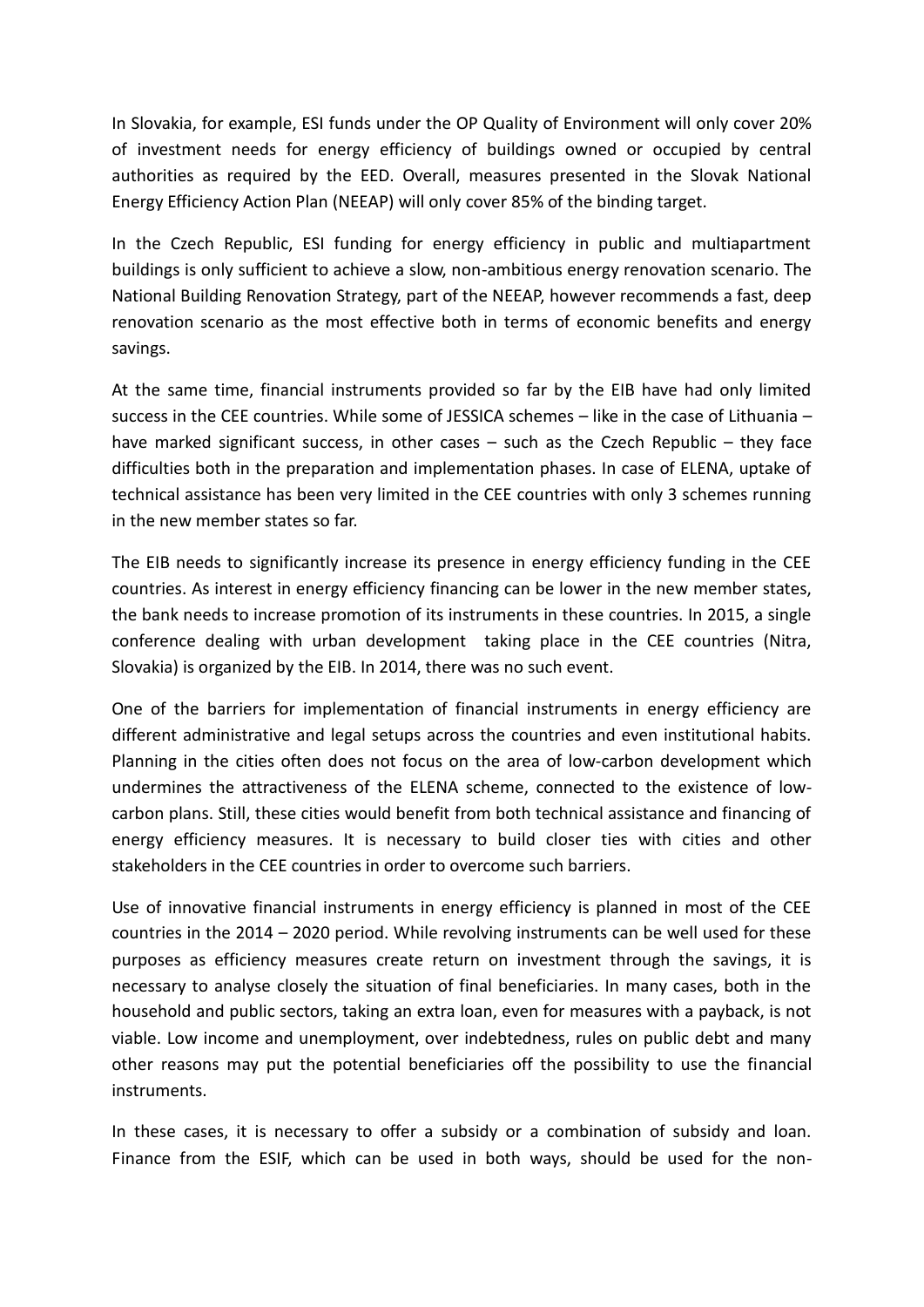In Slovakia, for example, ESI funds under the OP Quality of Environment will only cover 20% of investment needs for energy efficiency of buildings owned or occupied by central authorities as required by the EED. Overall, measures presented in the Slovak National Energy Efficiency Action Plan (NEEAP) will only cover 85% of the binding target.

In the Czech Republic, ESI funding for energy efficiency in public and multiapartment buildings is only sufficient to achieve a slow, non-ambitious energy renovation scenario. The National Building Renovation Strategy, part of the NEEAP, however recommends a fast, deep renovation scenario as the most effective both in terms of economic benefits and energy savings.

At the same time, financial instruments provided so far by the EIB have had only limited success in the CEE countries. While some of JESSICA schemes – like in the case of Lithuania – have marked significant success, in other cases – such as the Czech Republic – they face difficulties both in the preparation and implementation phases. In case of ELENA, uptake of technical assistance has been very limited in the CEE countries with only 3 schemes running in the new member states so far.

The EIB needs to significantly increase its presence in energy efficiency funding in the CEE countries. As interest in energy efficiency financing can be lower in the new member states, the bank needs to increase promotion of its instruments in these countries. In 2015, a single conference dealing with urban development taking place in the CEE countries (Nitra, Slovakia) is organized by the EIB. In 2014, there was no such event.

One of the barriers for implementation of financial instruments in energy efficiency are different administrative and legal setups across the countries and even institutional habits. Planning in the cities often does not focus on the area of low-carbon development which undermines the attractiveness of the ELENA scheme, connected to the existence of low-carbon plans. Still, these cities would benefit from both technical assistance and financing of energy efficiency measures. It is necessary to build closer ties with cities and other stakeholders in the CEE countries in order to overcome such barriers.

Use of innovative financial instruments in energy efficiency is planned in most of the CEE countries in the 2014 – 2020 period. While revolving instruments can be well used for these purposes as efficiency measures create return on investment through the savings, it is necessary to analyse closely the situation of final beneficiaries. In many cases, both in the household and public sectors, taking an extra loan, even for measures with a payback, is not viable. Low income and unemployment, over indebtedness, rules on public debt and many other reasons may put the potential beneficiaries off the possibility to use the financial instruments.

In these cases, it is necessary to offer a subsidy or a combination of subsidy and loan. Finance from the ESIF, which can be used in both ways, should be used for the non-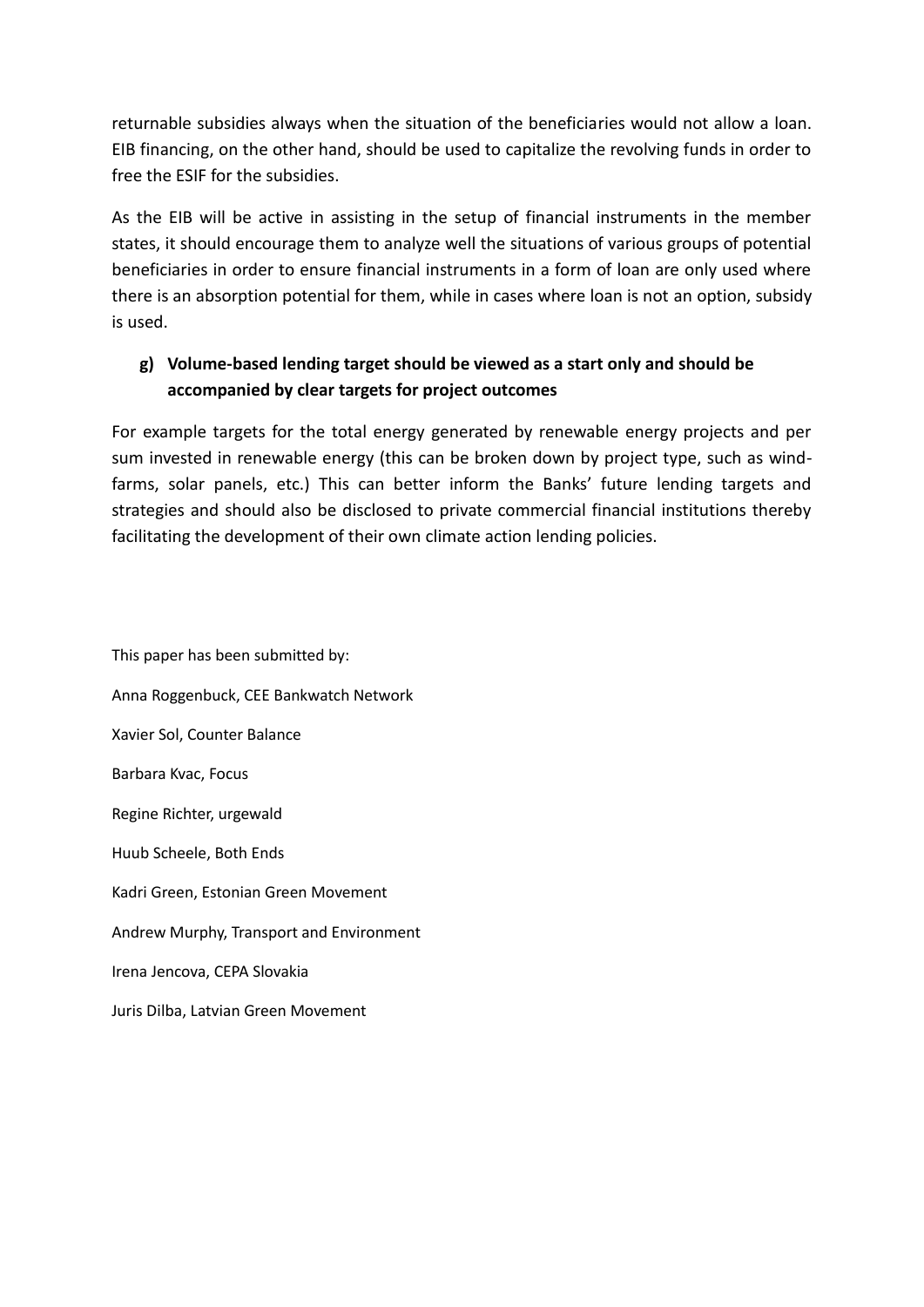returnable subsidies always when the situation of the beneficiaries would not allow a loan. EIB financing, on the other hand, should be used to capitalize the revolving funds in order to free the ESIF for the subsidies.

As the EIB will be active in assisting in the setup of financial instruments in the member states, it should encourage them to analyze well the situations of various groups of potential beneficiaries in order to ensure financial instruments in a form of loan are only used where there is an absorption potential for them, while in cases where loan is not an option, subsidy is used.

**g) Volume-based lending target should be viewed as a start only and should be accompanied by clear targets for project outcomes**

For example targets for the total energy generated by renewable energy projects and per sum invested in renewable energy (this can be broken down by project type, such as wind-farms, solar panels, etc.) This can better inform the Banks' future lending targets and strategies and should also be disclosed to private commercial financial institutions thereby facilitating the development of their own climate action lending policies.

This paper has been submitted by:

Anna Roggenbuck, CEE Bankwatch Network

Xavier Sol, Counter Balance

Barbara Kvac, Focus

Regine Richter, urgewald

Huub Scheele, Both Ends

Kadri Green, Estonian Green Movement

Andrew Murphy, Transport and Environment

Irena Jencova, CEPA Slovakia

Juris Dilba, Latvian Green Movement